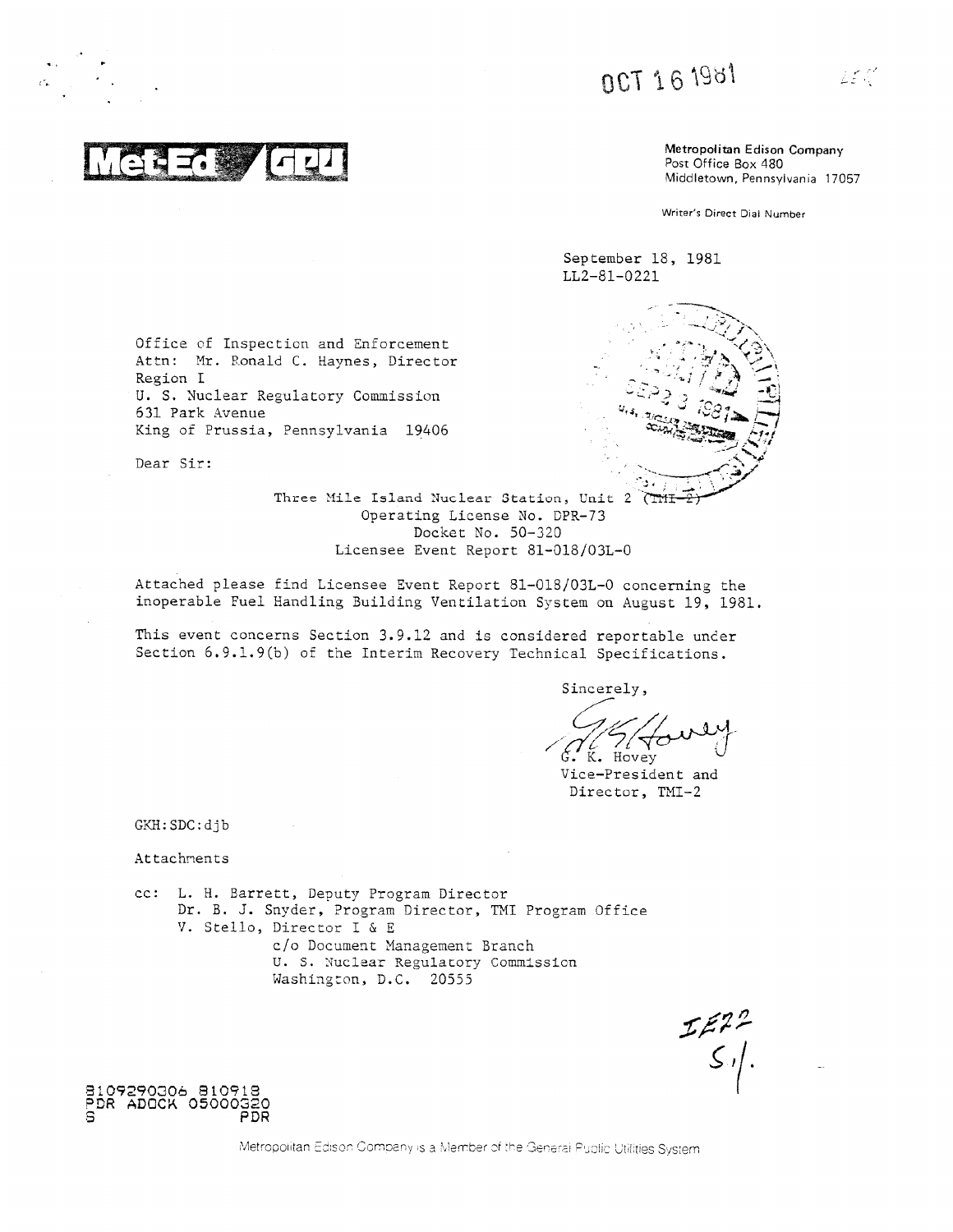OCT 16 1981

Met-Ed / GPU

Metropolitan Edison Company
Post Office Box 480
Middletown, Pennsylvania 17057

Writer's Direct Dial Number

September 18, 1981
LL2-81-0221

Office of Inspection and Enforcement
Attn: Mr. Ronald C. Haynes, Director
Region I
U. S. Nuclear Regulatory Commission
631 Park Avenue
King of Prussia, Pennsylvania 19406

Dear Sir:

Three Mile Island Nuclear Station, Unit 2 (TMI-2)
Operating License No. DPR-73
Docket No. 50-320
Licensee Event Report 81-018/03L-0

Attached please find Licensee Event Report 81-018/03L-0 concerning the inoperable Fuel Handling Building Ventilation System on August 19, 1981.

This event concerns Section 3.9.12 and is considered reportable under Section 6.9.1.9(b) of the Interim Recovery Technical Specifications.

Sincerely,

G. K. Hovey
Vice-President and
Director, TMI-2

GKH:SDC:djb

Attachments

cc: L. H. Barrett, Deputy Program Director
Dr. B. J. Snyder, Program Director, TMI Program Office
V. Stello, Director I & E
c/o Document Management Branch
U. S. Nuclear Regulatory Commission
Washington, D.C. 20555

IE22
S,1.

8109290306 810918
PDR ADOCK 05000320
S PDR

Metropolitan Edison Company is a Member of the General Public Utilities System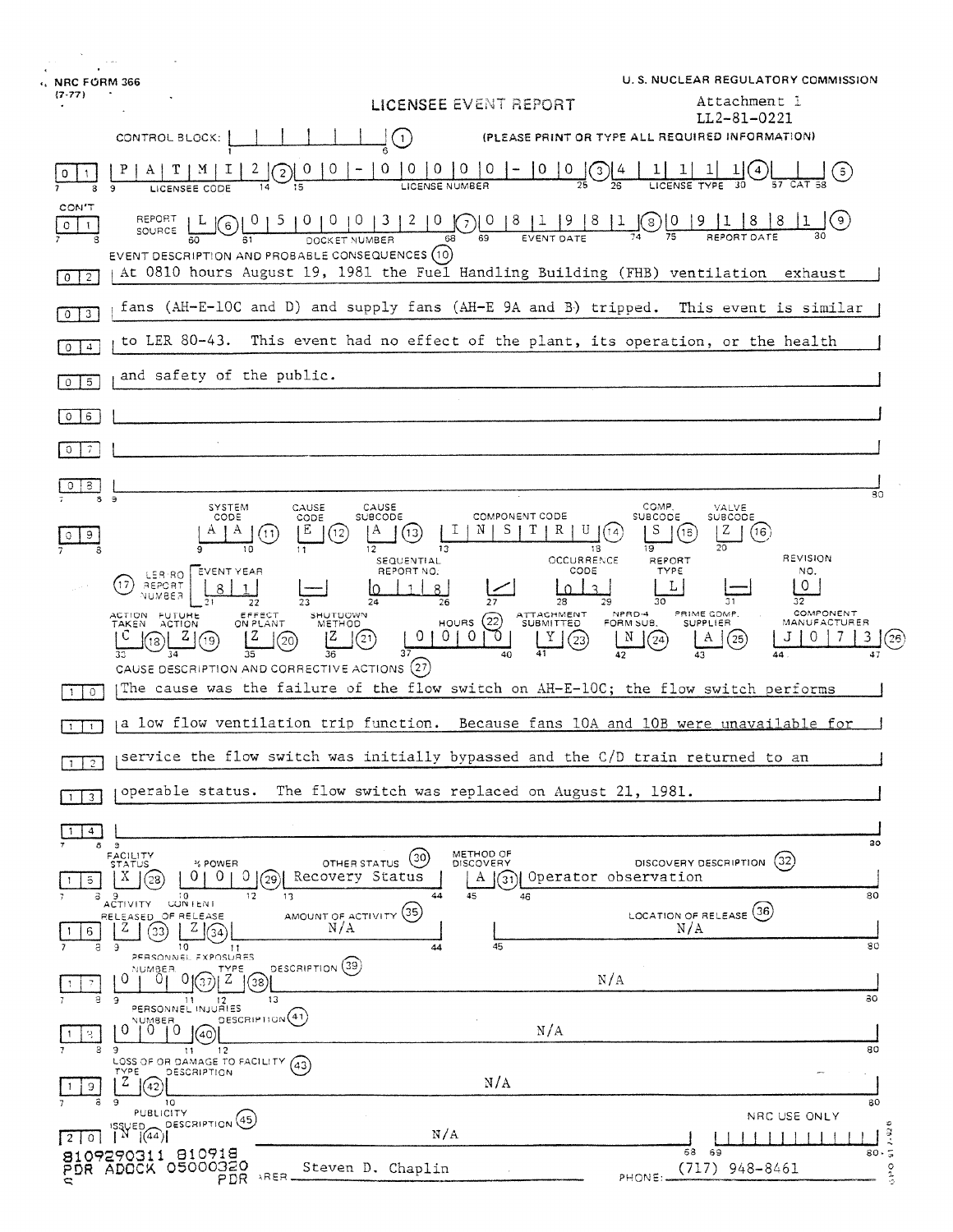NRC FORM 366 (7-77)

U. S. NUCLEAR REGULATORY COMMISSION

# LICENSEE EVENT REPORT

Attachment 1
LL2-81-0221

CONTROL BLOCK: (1) (PLEASE PRINT OR TYPE ALL REQUIRED INFORMATION)

| Line | Field | Value |
|---|---|---|
| 01 | Licensee Code (2) | P A T M I 2 |
| 01 | License Number (3) | 0 0 - 0 0 0 0 0 - 0 0 |
| 01 | License Type (4) | 4 1 1 1 1 |
| 01 | CAT (5) | |
| CON'T 01 | Report Source (6) | L |
| 01 | Docket Number (7) | 0 5 0 0 0 3 2 0 |
| 01 | Event Date (8) | 0 8 1 9 8 1 |
| 01 | Report Date (9) | 0 9 1 8 8 1 |

**EVENT DESCRIPTION AND PROBABLE CONSEQUENCES (10)**

02 At 0810 hours August 19, 1981 the Fuel Handling Building (FHB) ventilation exhaust
03 fans (AH-E-10C and D) and supply fans (AH-E 9A and B) tripped. This event is similar
04 to LER 80-43. This event had no effect of the plant, its operation, or the health
05 and safety of the public.

| System Code (11) | Cause Code (12) | Cause Subcode (13) | Component Code (14) | Comp. Subcode (15) | Valve Subcode (16) |
|---|---|---|---|---|---|
| A A | E | A | I N S T R U | S | Z |

| (17) LER/RO Report Number | Event Year | | Sequential Report No. | | Occurrence Code | Report Type | | Revision No. |
|---|---|---|---|---|---|---|---|---|
| | 8 1 | — | 0 1 8 | / | 0 3 | L | — | 0 |

| Action Taken (18) | Future Action (19) | Effect on Plant (20) | Shutdown Method (21) | Hours (22) | Attachment Submitted (23) | NPRD-4 Form Sub. (24) | Prime Comp. Supplier (25) | Component Manufacturer (26) |
|---|---|---|---|---|---|---|---|---|
| C | Z | Z | Z | 0 0 0 0 | Y | N | A | J 0 7 3 |

**CAUSE DESCRIPTION AND CORRECTIVE ACTIONS (27)**

10 The cause was the failure of the flow switch on AH-E-10C; the flow switch performs
11 a low flow ventilation trip function. Because fans 10A and 10B were unavailable for
12 service the flow switch was initially bypassed and the C/D train returned to an
13 operable status. The flow switch was replaced on August 21, 1981.

| Facility Status (28) | % Power (29) | Other Status (30) | Method of Discovery (31) | Discovery Description (32) |
|---|---|---|---|---|
| X | 0 0 0 | Recovery Status | A | Operator observation |

| Activity Released (33) | Content of Release (34) | Amount of Activity (35) | Location of Release (36) |
|---|---|---|---|
| Z | Z | N/A | N/A |

| Personnel Exposures Number (37) | Type (38) | Description (39) |
|---|---|---|
| 0 0 0 | Z | N/A |

| Personnel Injuries Number (40) | Description (41) |
|---|---|
| 0 0 0 | N/A |

| Loss of or Damage to Facility Type (42) | Description (43) |
|---|---|
| Z | N/A |

| Publicity Issued (44) | Description (45) | NRC Use Only |
|---|---|---|
| N | N/A | |

8109290311 810918
PDR ADOCK 05000320
S PDR

NAME OF PREPARER: Steven D. Chaplin PHONE: (717) 948-8461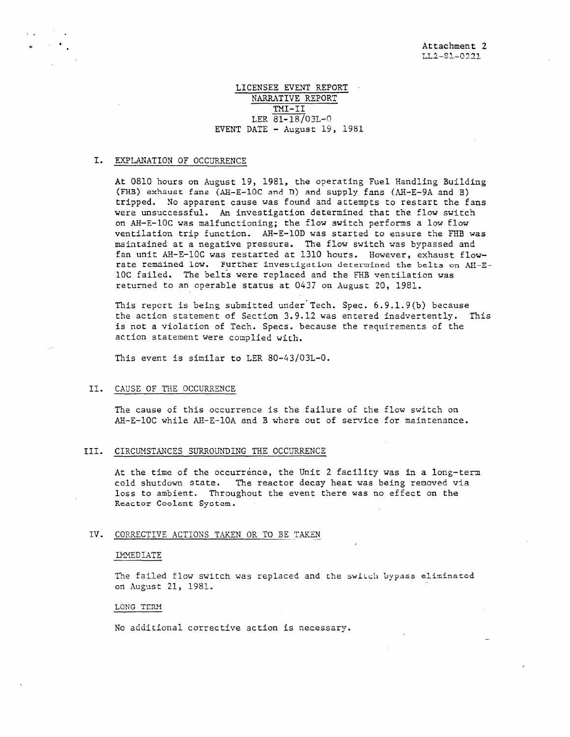Attachment 2
LL2-81-0221

LICENSEE EVENT REPORT
NARRATIVE REPORT
TMI-II
LER 81-18/03L-0
EVENT DATE - August 19, 1981

## I. EXPLANATION OF OCCURRENCE

At 0810 hours on August 19, 1981, the operating Fuel Handling Building (FHB) exhaust fans (AH-E-10C and D) and supply fans (AH-E-9A and B) tripped. No apparent cause was found and attempts to restart the fans were unsuccessful. An investigation determined that the flow switch on AH-E-10C was malfunctioning; the flow switch performs a low flow ventilation trip function. AH-E-10D was started to ensure the FHB was maintained at a negative pressure. The flow switch was bypassed and fan unit AH-E-10C was restarted at 1310 hours. However, exhaust flow-rate remained low. Further investigation determined the belts on AH-E-10C failed. The belts were replaced and the FHB ventilation was returned to an operable status at 0437 on August 20, 1981.

This report is being submitted under Tech. Spec. 6.9.1.9(b) because the action statement of Section 3.9.12 was entered inadvertently. This is not a violation of Tech. Specs. because the requirements of the action statement were complied with.

This event is similar to LER 80-43/03L-0.

## II. CAUSE OF THE OCCURRENCE

The cause of this occurrence is the failure of the flow switch on AH-E-10C while AH-E-10A and B where out of service for maintenance.

## III. CIRCUMSTANCES SURROUNDING THE OCCURRENCE

At the time of the occurrence, the Unit 2 facility was in a long-term cold shutdown state. The reactor decay heat was being removed via loss to ambient. Throughout the event there was no effect on the Reactor Coolant System.

## IV. CORRECTIVE ACTIONS TAKEN OR TO BE TAKEN

### IMMEDIATE

The failed flow switch was replaced and the switch bypass eliminated on August 21, 1981.

### LONG TERM

No additional corrective action is necessary.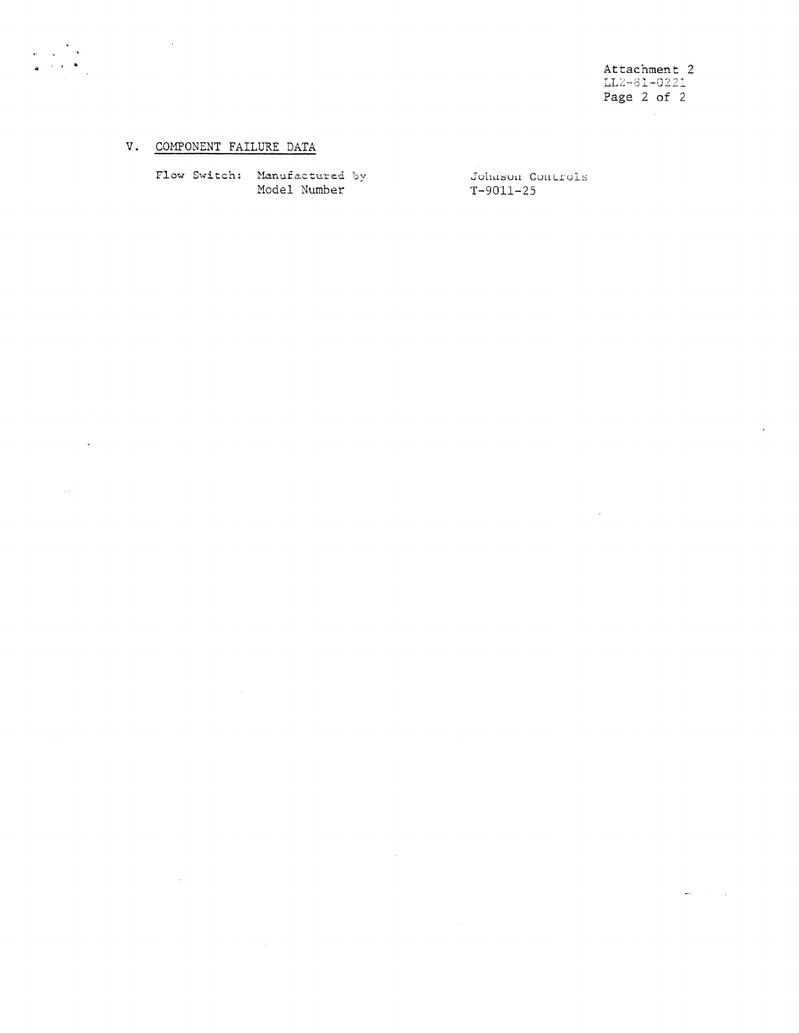Attachment 2
LL2-81-0221

## V. COMPONENT FAILURE DATA

| | | |
|---|---|---|
| Flow Switch: | Manufactured by | Johnson Controls |
| | Model Number | T-9011-25 |